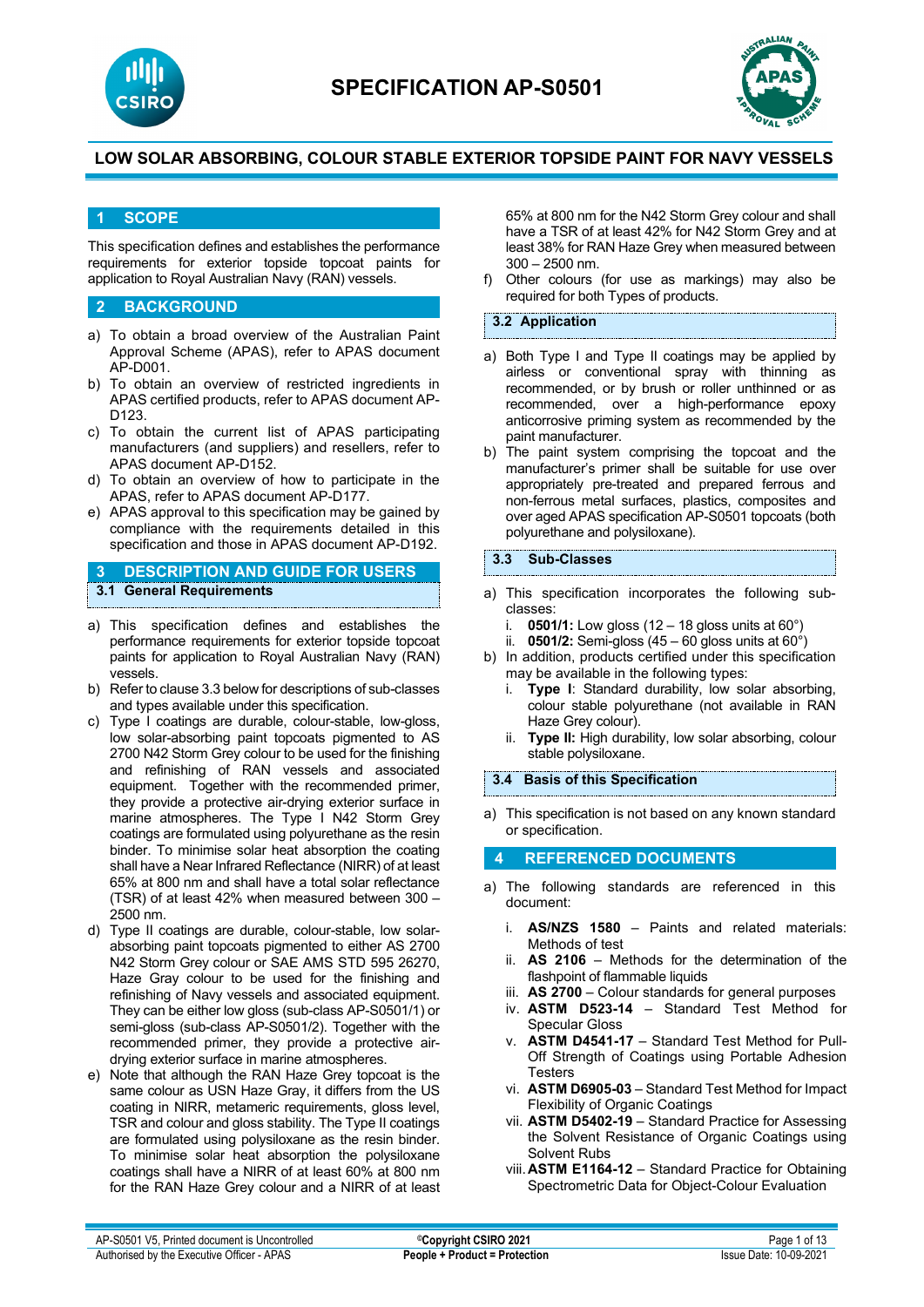# SPECIFICATION AP-S0501

## LOW SOLAR ABSORBING, COLOUR STABLE EXTERIOR TOPSIDE PAINT FOR NAVY VESSELS

## 1 SCOPE

This specification defines and establishes the performance requirements for exterior topside topcoat paints for application to Royal Australian Navy (RAN) vessels.

## 2 BACKGROUND

a) To obtain a broad overview of the Australian Paint Approval Scheme (APAS), refer to APAS document AP-D001.
b) To obtain an overview of restricted ingredients in APAS certified products, refer to APAS document AP-D123.
c) To obtain the current list of APAS participating manufacturers (and suppliers) and resellers, refer to APAS document AP-D152.
d) To obtain an overview of how to participate in the APAS, refer to APAS document AP-D177.
e) APAS approval to this specification may be gained by compliance with the requirements detailed in this specification and those in APAS document AP-D192.

## 3 DESCRIPTION AND GUIDE FOR USERS

### 3.1 General Requirements

a) This specification defines and establishes the performance requirements for exterior topside topcoat paints for application to Royal Australian Navy (RAN) vessels.
b) Refer to clause 3.3 below for descriptions of sub-classes and types available under this specification.
c) Type I coatings are durable, colour-stable, low-gloss, low solar-absorbing paint topcoats pigmented to AS 2700 N42 Storm Grey colour to be used for the finishing and refinishing of RAN vessels and associated equipment. Together with the recommended primer, they provide a protective air-drying exterior surface in marine atmospheres. The Type I N42 Storm Grey coatings are formulated using polyurethane as the resin binder. To minimise solar heat absorption the coating shall have a Near Infrared Reflectance (NIRR) of at least 65% at 800 nm and shall have a total solar reflectance (TSR) of at least 42% when measured between 300 – 2500 nm.
d) Type II coatings are durable, colour-stable, low solar-absorbing paint topcoats pigmented to either AS 2700 N42 Storm Grey colour or SAE AMS STD 595 26270, Haze Gray colour to be used for the finishing and refinishing of Navy vessels and associated equipment. They can be either low gloss (sub-class AP-S0501/1) or semi-gloss (sub-class AP-S0501/2). Together with the recommended primer, they provide a protective air-drying exterior surface in marine atmospheres.
e) Note that although the RAN Haze Grey topcoat is the same colour as USN Haze Gray, it differs from the US coating in NIRR, metameric requirements, gloss level, TSR and colour and gloss stability. The Type II coatings are formulated using polysiloxane as the resin binder. To minimise solar heat absorption the polysiloxane coatings shall have a NIRR of at least 60% at 800 nm for the RAN Haze Grey colour and a NIRR of at least 65% at 800 nm for the N42 Storm Grey colour and shall have a TSR of at least 42% for N42 Storm Grey and at least 38% for RAN Haze Grey when measured between 300 – 2500 nm.
f) Other colours (for use as markings) may also be required for both Types of products.

### 3.2 Application

a) Both Type I and Type II coatings may be applied by airless or conventional spray with thinning as recommended, or by brush or roller unthinned or as recommended, over a high-performance epoxy anticorrosive priming system as recommended by the paint manufacturer.
b) The paint system comprising the topcoat and the manufacturer's primer shall be suitable for use over appropriately pre-treated and prepared ferrous and non-ferrous metal surfaces, plastics, composites and over aged APAS specification AP-S0501 topcoats (both polyurethane and polysiloxane).

### 3.3 Sub-Classes

a) This specification incorporates the following sub-classes:
   i. **0501/1:** Low gloss (12 – 18 gloss units at 60°)
   ii. **0501/2:** Semi-gloss (45 – 60 gloss units at 60°)
b) In addition, products certified under this specification may be available in the following types:
   i. **Type I**: Standard durability, low solar absorbing, colour stable polyurethane (not available in RAN Haze Grey colour).
   ii. **Type II:** High durability, low solar absorbing, colour stable polysiloxane.

### 3.4 Basis of this Specification

a) This specification is not based on any known standard or specification.

## 4 REFERENCED DOCUMENTS

a) The following standards are referenced in this document:
   i. **AS/NZS 1580** – Paints and related materials: Methods of test
   ii. **AS 2106** – Methods for the determination of the flashpoint of flammable liquids
   iii. **AS 2700** – Colour standards for general purposes
   iv. **ASTM D523-14** – Standard Test Method for Specular Gloss
   v. **ASTM D4541-17** – Standard Test Method for Pull-Off Strength of Coatings using Portable Adhesion Testers
   vi. **ASTM D6905-03** – Standard Test Method for Impact Flexibility of Organic Coatings
   vii. **ASTM D5402-19** – Standard Practice for Assessing the Solvent Resistance of Organic Coatings using Solvent Rubs
   viii. **ASTM E1164-12** – Standard Practice for Obtaining Spectrometric Data for Object-Colour Evaluation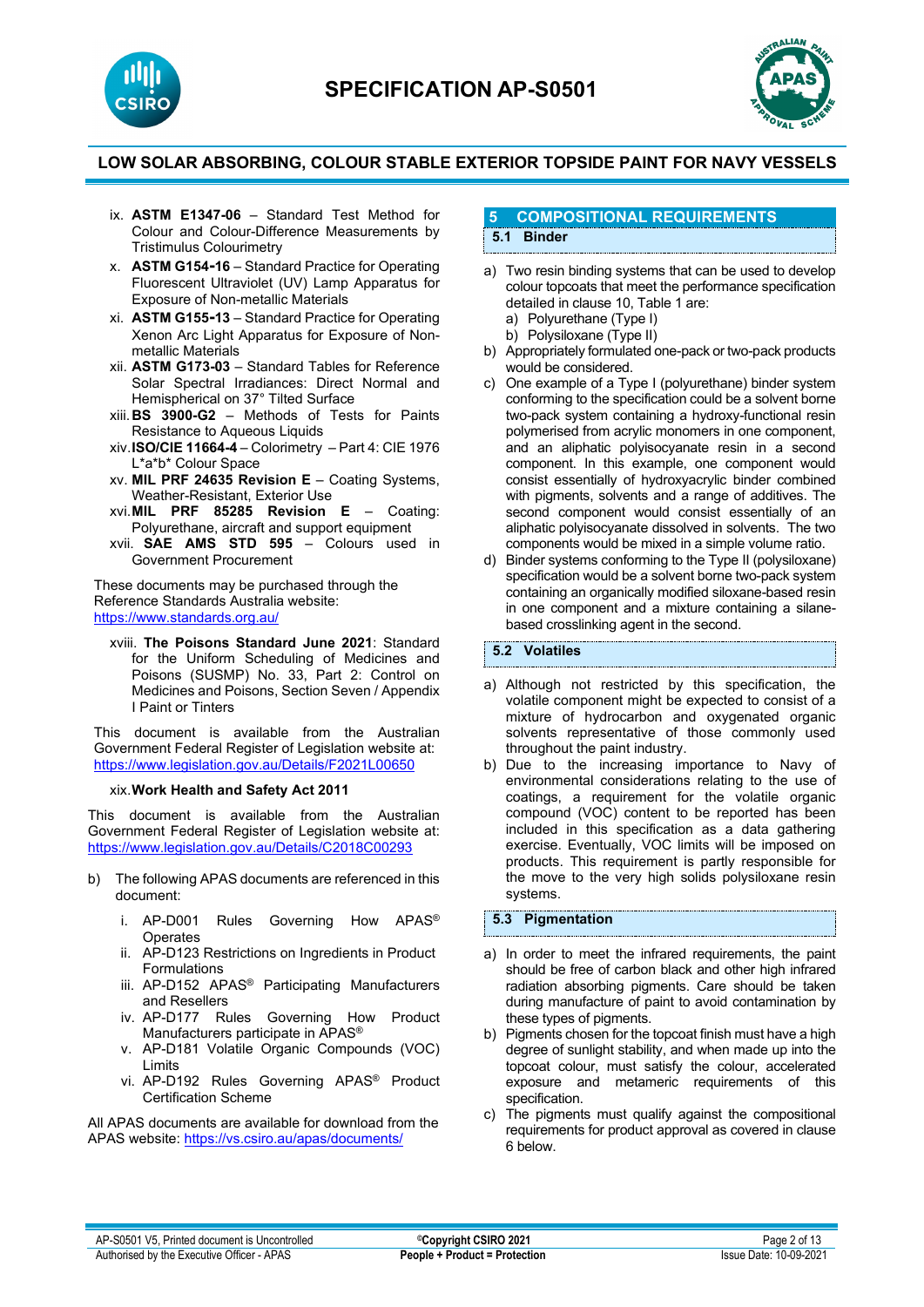ix. **ASTM E1347-06** – Standard Test Method for Colour and Colour-Difference Measurements by Tristimulus Colourimetry

x. **ASTM G154-16** – Standard Practice for Operating Fluorescent Ultraviolet (UV) Lamp Apparatus for Exposure of Non-metallic Materials

xi. **ASTM G155-13** – Standard Practice for Operating Xenon Arc Light Apparatus for Exposure of Non-metallic Materials

xii. **ASTM G173-03** – Standard Tables for Reference Solar Spectral Irradiances: Direct Normal and Hemispherical on 37° Tilted Surface

xiii. **BS 3900-G2** – Methods of Tests for Paints Resistance to Aqueous Liquids

xiv. **ISO/CIE 11664-4** – Colorimetry – Part 4: CIE 1976 L*a*b* Colour Space

xv. **MIL PRF 24635 Revision E** – Coating Systems, Weather-Resistant, Exterior Use

xvi. **MIL PRF 85285 Revision E** – Coating: Polyurethane, aircraft and support equipment

xvii. **SAE AMS STD 595** – Colours used in Government Procurement

These documents may be purchased through the Reference Standards Australia website: https://www.standards.org.au/

xviii. **The Poisons Standard June 2021**: Standard for the Uniform Scheduling of Medicines and Poisons (SUSMP) No. 33, Part 2: Control on Medicines and Poisons, Section Seven / Appendix I Paint or Tinters

This document is available from the Australian Government Federal Register of Legislation website at: https://www.legislation.gov.au/Details/F2021L00650

xix. **Work Health and Safety Act 2011**

This document is available from the Australian Government Federal Register of Legislation website at: https://www.legislation.gov.au/Details/C2018C00293

b) The following APAS documents are referenced in this document:

i. AP-D001 Rules Governing How APAS® Operates
ii. AP-D123 Restrictions on Ingredients in Product Formulations
iii. AP-D152 APAS® Participating Manufacturers and Resellers
iv. AP-D177 Rules Governing How Product Manufacturers participate in APAS®
v. AP-D181 Volatile Organic Compounds (VOC) Limits
vi. AP-D192 Rules Governing APAS® Product Certification Scheme

All APAS documents are available for download from the APAS website: https://vs.csiro.au/apas/documents/

## 5 COMPOSITIONAL REQUIREMENTS

### 5.1 Binder

a) Two resin binding systems that can be used to develop colour topcoats that meet the performance specification detailed in clause 10, Table 1 are:
   a) Polyurethane (Type I)
   b) Polysiloxane (Type II)

b) Appropriately formulated one-pack or two-pack products would be considered.

c) One example of a Type I (polyurethane) binder system conforming to the specification could be a solvent borne two-pack system containing a hydroxy-functional resin polymerised from acrylic monomers in one component, and an aliphatic polyisocyanate resin in a second component. In this example, one component would consist essentially of hydroxyacrylic binder combined with pigments, solvents and a range of additives. The second component would consist essentially of an aliphatic polyisocyanate dissolved in solvents. The two components would be mixed in a simple volume ratio.

d) Binder systems conforming to the Type II (polysiloxane) specification would be a solvent borne two-pack system containing an organically modified siloxane-based resin in one component and a mixture containing a silane-based crosslinking agent in the second.

### 5.2 Volatiles

a) Although not restricted by this specification, the volatile component might be expected to consist of a mixture of hydrocarbon and oxygenated organic solvents representative of those commonly used throughout the paint industry.

b) Due to the increasing importance to Navy of environmental considerations relating to the use of coatings, a requirement for the volatile organic compound (VOC) content to be reported has been included in this specification as a data gathering exercise. Eventually, VOC limits will be imposed on products. This requirement is partly responsible for the move to the very high solids polysiloxane resin systems.

### 5.3 Pigmentation

a) In order to meet the infrared requirements, the paint should be free of carbon black and other high infrared radiation absorbing pigments. Care should be taken during manufacture of paint to avoid contamination by these types of pigments.

b) Pigments chosen for the topcoat finish must have a high degree of sunlight stability, and when made up into the topcoat colour, must satisfy the colour, accelerated exposure and metameric requirements of this specification.

c) The pigments must qualify against the compositional requirements for product approval as covered in clause 6 below.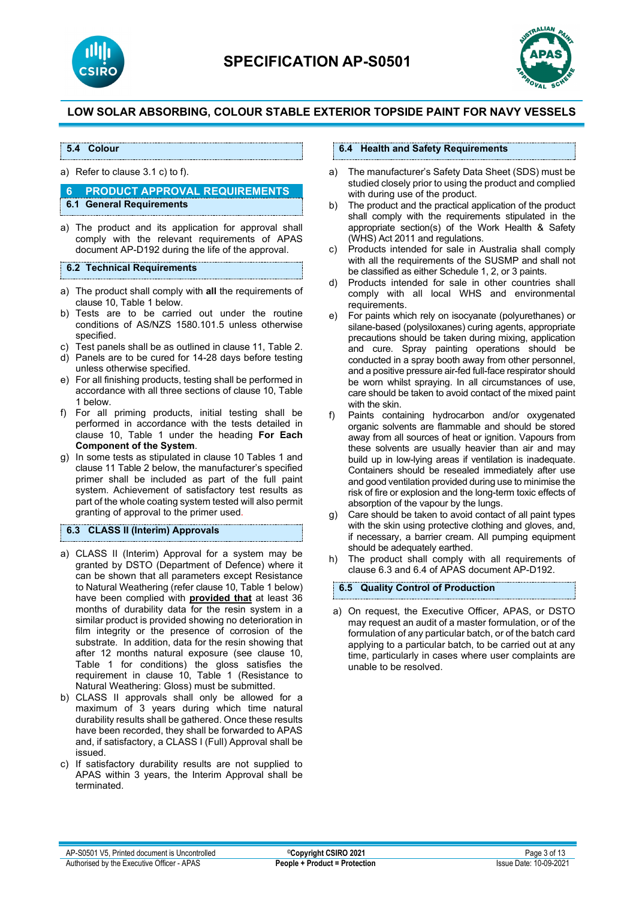### 5.4 Colour

a) Refer to clause 3.1 c) to f).

## 6 PRODUCT APPROVAL REQUIREMENTS

### 6.1 General Requirements

a) The product and its application for approval shall comply with the relevant requirements of APAS document AP-D192 during the life of the approval.

### 6.2 Technical Requirements

a) The product shall comply with **all** the requirements of clause 10, Table 1 below.
b) Tests are to be carried out under the routine conditions of AS/NZS 1580.101.5 unless otherwise specified.
c) Test panels shall be as outlined in clause 11, Table 2.
d) Panels are to be cured for 14-28 days before testing unless otherwise specified.
e) For all finishing products, testing shall be performed in accordance with all three sections of clause 10, Table 1 below.
f) For all priming products, initial testing shall be performed in accordance with the tests detailed in clause 10, Table 1 under the heading **For Each Component of the System**.
g) In some tests as stipulated in clause 10 Tables 1 and clause 11 Table 2 below, the manufacturer's specified primer shall be included as part of the full paint system. Achievement of satisfactory test results as part of the whole coating system tested will also permit granting of approval to the primer used.

### 6.3 CLASS II (Interim) Approvals

a) CLASS II (Interim) Approval for a system may be granted by DSTO (Department of Defence) where it can be shown that all parameters except Resistance to Natural Weathering (refer clause 10, Table 1 below) have been complied with **provided that** at least 36 months of durability data for the resin system in a similar product is provided showing no deterioration in film integrity or the presence of corrosion of the substrate. In addition, data for the resin showing that after 12 months natural exposure (see clause 10, Table 1 for conditions) the gloss satisfies the requirement in clause 10, Table 1 (Resistance to Natural Weathering: Gloss) must be submitted.
b) CLASS II approvals shall only be allowed for a maximum of 3 years during which time natural durability results shall be gathered. Once these results have been recorded, they shall be forwarded to APAS and, if satisfactory, a CLASS I (Full) Approval shall be issued.
c) If satisfactory durability results are not supplied to APAS within 3 years, the Interim Approval shall be terminated.

### 6.4 Health and Safety Requirements

a) The manufacturer's Safety Data Sheet (SDS) must be studied closely prior to using the product and complied with during use of the product.
b) The product and the practical application of the product shall comply with the requirements stipulated in the appropriate section(s) of the Work Health & Safety (WHS) Act 2011 and regulations.
c) Products intended for sale in Australia shall comply with all the requirements of the SUSMP and shall not be classified as either Schedule 1, 2, or 3 paints.
d) Products intended for sale in other countries shall comply with all local WHS and environmental requirements.
e) For paints which rely on isocyanate (polyurethanes) or silane-based (polysiloxanes) curing agents, appropriate precautions should be taken during mixing, application and cure. Spray painting operations should be conducted in a spray booth away from other personnel, and a positive pressure air-fed full-face respirator should be worn whilst spraying. In all circumstances of use, care should be taken to avoid contact of the mixed paint with the skin.
f) Paints containing hydrocarbon and/or oxygenated organic solvents are flammable and should be stored away from all sources of heat or ignition. Vapours from these solvents are usually heavier than air and may build up in low-lying areas if ventilation is inadequate. Containers should be resealed immediately after use and good ventilation provided during use to minimise the risk of fire or explosion and the long-term toxic effects of absorption of the vapour by the lungs.
g) Care should be taken to avoid contact of all paint types with the skin using protective clothing and gloves, and, if necessary, a barrier cream. All pumping equipment should be adequately earthed.
h) The product shall comply with all requirements of clause 6.3 and 6.4 of APAS document AP-D192.

### 6.5 Quality Control of Production

a) On request, the Executive Officer, APAS, or DSTO may request an audit of a master formulation, or of the formulation of any particular batch, or of the batch card applying to a particular batch, to be carried out at any time, particularly in cases where user complaints are unable to be resolved.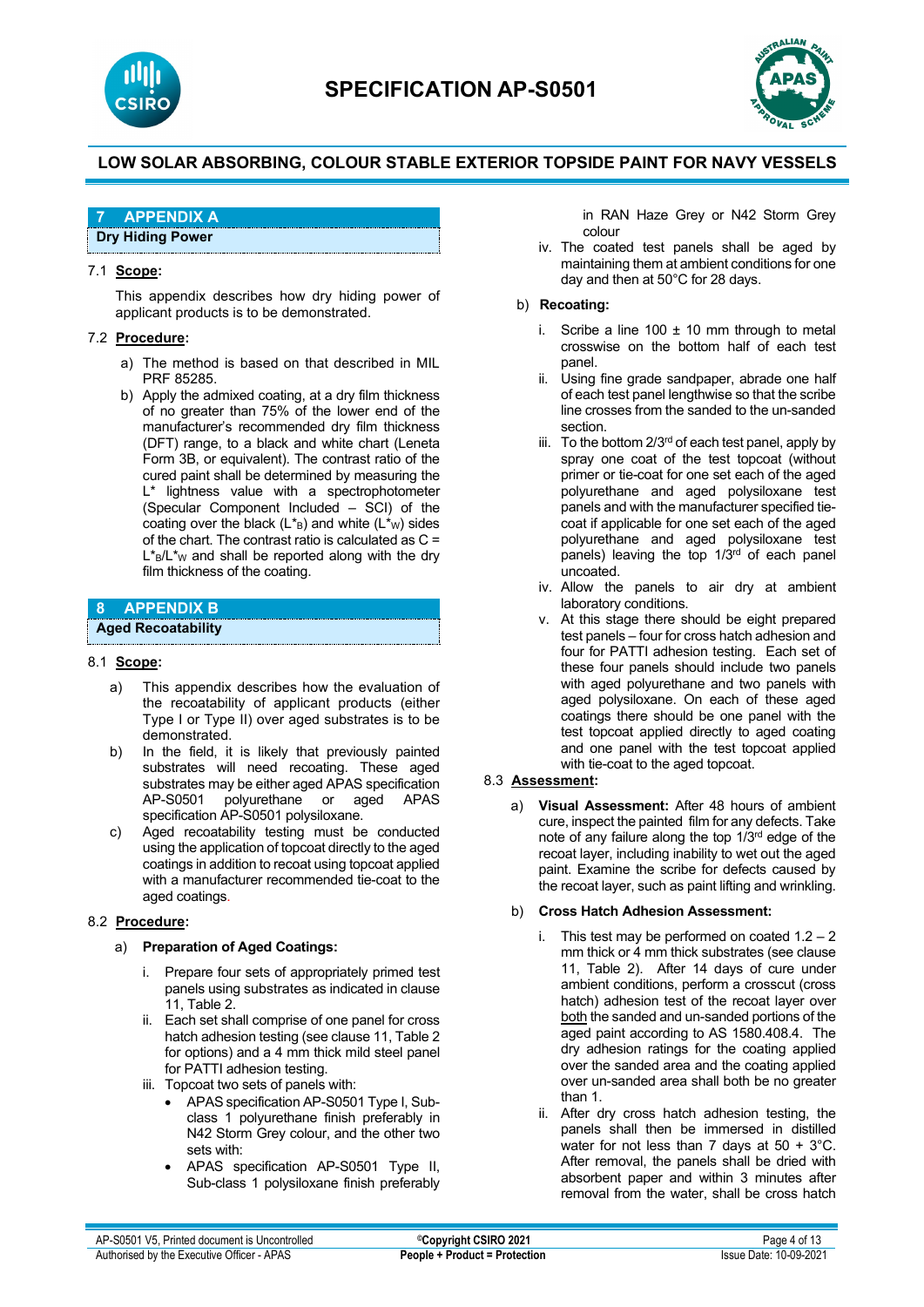## 7 APPENDIX A

### Dry Hiding Power

7.1 **Scope:**

This appendix describes how dry hiding power of applicant products is to be demonstrated.

7.2 **Procedure:**

a) The method is based on that described in MIL PRF 85285.

b) Apply the admixed coating, at a dry film thickness of no greater than 75% of the lower end of the manufacturer's recommended dry film thickness (DFT) range, to a black and white chart (Leneta Form 3B, or equivalent). The contrast ratio of the cured paint shall be determined by measuring the L* lightness value with a spectrophotometer (Specular Component Included – SCI) of the coating over the black ($L^*_B$) and white ($L^*_W$) sides of the chart. The contrast ratio is calculated as $C = L^*_B/L^*_W$ and shall be reported along with the dry film thickness of the coating.

## 8 APPENDIX B

### Aged Recoatability

8.1 **Scope:**

a) This appendix describes how the evaluation of the recoatability of applicant products (either Type I or Type II) over aged substrates is to be demonstrated.

b) In the field, it is likely that previously painted substrates will need recoating. These aged substrates may be either aged APAS specification AP-S0501 polyurethane or aged APAS specification AP-S0501 polysiloxane.

c) Aged recoatability testing must be conducted using the application of topcoat directly to the aged coatings in addition to recoat using topcoat applied with a manufacturer recommended tie-coat to the aged coatings.

8.2 **Procedure:**

a) **Preparation of Aged Coatings:**

i. Prepare four sets of appropriately primed test panels using substrates as indicated in clause 11, Table 2.

ii. Each set shall comprise of one panel for cross hatch adhesion testing (see clause 11, Table 2 for options) and a 4 mm thick mild steel panel for PATTI adhesion testing.

iii. Topcoat two sets of panels with:

- APAS specification AP-S0501 Type I, Sub-class 1 polyurethane finish preferably in N42 Storm Grey colour, and the other two sets with:
- APAS specification AP-S0501 Type II, Sub-class 1 polysiloxane finish preferably in RAN Haze Grey or N42 Storm Grey colour

iv. The coated test panels shall be aged by maintaining them at ambient conditions for one day and then at 50°C for 28 days.

b) **Recoating:**

i. Scribe a line 100 ± 10 mm through to metal crosswise on the bottom half of each test panel.

ii. Using fine grade sandpaper, abrade one half of each test panel lengthwise so that the scribe line crosses from the sanded to the un-sanded section.

iii. To the bottom 2/3rd of each test panel, apply by spray one coat of the test topcoat (without primer or tie-coat for one set each of the aged polyurethane and aged polysiloxane test panels and with the manufacturer specified tie-coat if applicable for one set each of the aged polyurethane and aged polysiloxane test panels) leaving the top 1/3rd of each panel uncoated.

iv. Allow the panels to air dry at ambient laboratory conditions.

v. At this stage there should be eight prepared test panels – four for cross hatch adhesion and four for PATTI adhesion testing. Each set of these four panels should include two panels with aged polyurethane and two panels with aged polysiloxane. On each of these aged coatings there should be one panel with the test topcoat applied directly to aged coating and one panel with the test topcoat applied with tie-coat to the aged topcoat.

8.3 **Assessment:**

a) **Visual Assessment:** After 48 hours of ambient cure, inspect the painted film for any defects. Take note of any failure along the top 1/3rd edge of the recoat layer, including inability to wet out the aged paint. Examine the scribe for defects caused by the recoat layer, such as paint lifting and wrinkling.

b) **Cross Hatch Adhesion Assessment:**

i. This test may be performed on coated 1.2 – 2 mm thick or 4 mm thick substrates (see clause 11, Table 2). After 14 days of cure under ambient conditions, perform a crosscut (cross hatch) adhesion test of the recoat layer over <u>both</u> the sanded and un-sanded portions of the aged paint according to AS 1580.408.4. The dry adhesion ratings for the coating applied over the sanded area and the coating applied over un-sanded area shall both be no greater than 1.

ii. After dry cross hatch adhesion testing, the panels shall then be immersed in distilled water for not less than 7 days at 50 + 3°C. After removal, the panels shall be dried with absorbent paper and within 3 minutes after removal from the water, shall be cross hatch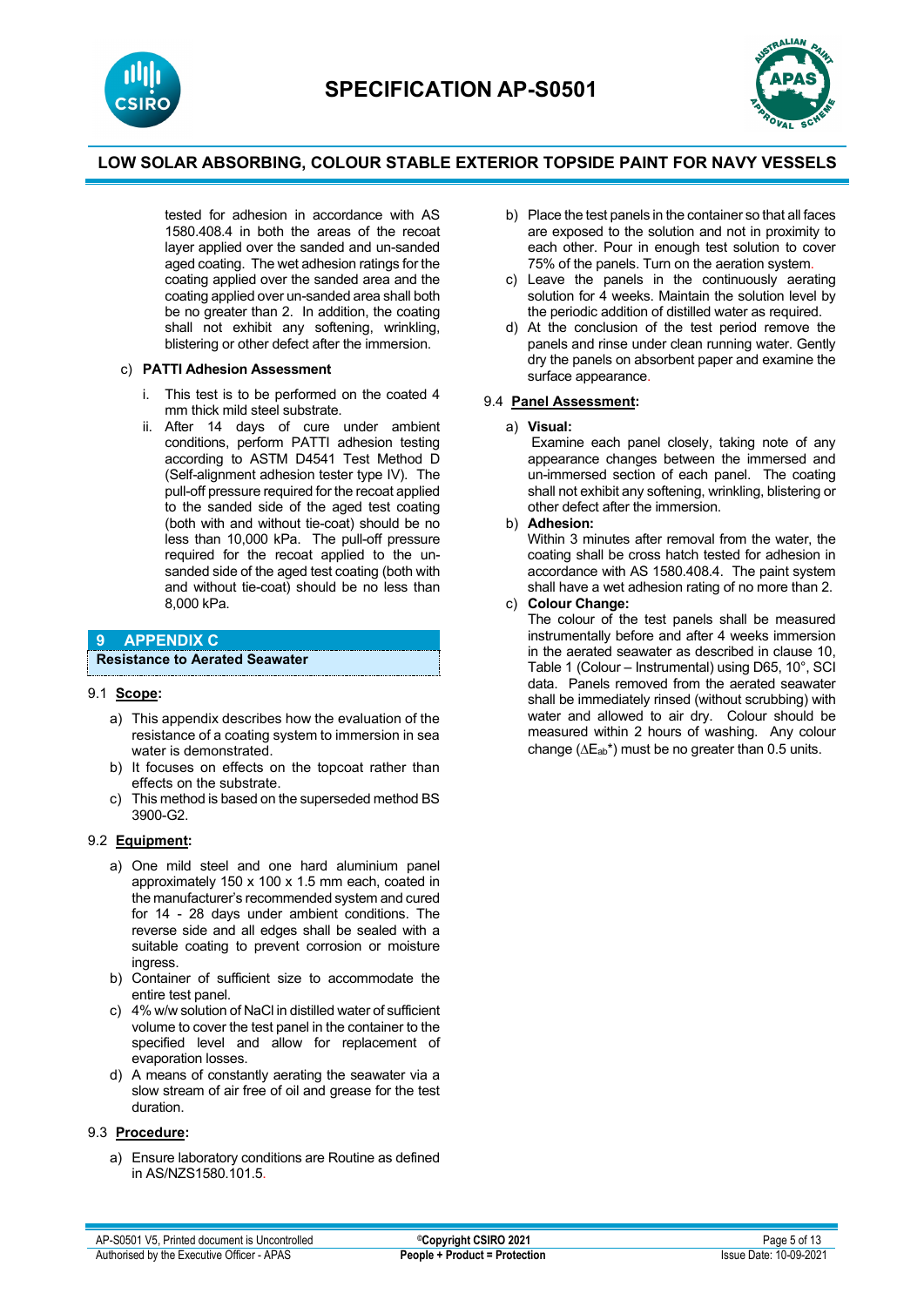tested for adhesion in accordance with AS 1580.408.4 in both the areas of the recoat layer applied over the sanded and un-sanded aged coating. The wet adhesion ratings for the coating applied over the sanded area and the coating applied over un-sanded area shall both be no greater than 2. In addition, the coating shall not exhibit any softening, wrinkling, blistering or other defect after the immersion.

c) **PATTI Adhesion Assessment**

   i. This test is to be performed on the coated 4 mm thick mild steel substrate.

   ii. After 14 days of cure under ambient conditions, perform PATTI adhesion testing according to ASTM D4541 Test Method D (Self-alignment adhesion tester type IV). The pull-off pressure required for the recoat applied to the sanded side of the aged test coating (both with and without tie-coat) should be no less than 10,000 kPa. The pull-off pressure required for the recoat applied to the un-sanded side of the aged test coating (both with and without tie-coat) should be no less than 8,000 kPa.

## 9 APPENDIX C

**Resistance to Aerated Seawater**

### 9.1 Scope:

a) This appendix describes how the evaluation of the resistance of a coating system to immersion in sea water is demonstrated.

b) It focuses on effects on the topcoat rather than effects on the substrate.

c) This method is based on the superseded method BS 3900-G2.

### 9.2 Equipment:

a) One mild steel and one hard aluminium panel approximately 150 x 100 x 1.5 mm each, coated in the manufacturer's recommended system and cured for 14 - 28 days under ambient conditions. The reverse side and all edges shall be sealed with a suitable coating to prevent corrosion or moisture ingress.

b) Container of sufficient size to accommodate the entire test panel.

c) 4% w/w solution of NaCl in distilled water of sufficient volume to cover the test panel in the container to the specified level and allow for replacement of evaporation losses.

d) A means of constantly aerating the seawater via a slow stream of air free of oil and grease for the test duration.

### 9.3 Procedure:

a) Ensure laboratory conditions are Routine as defined in AS/NZS1580.101.5.

b) Place the test panels in the container so that all faces are exposed to the solution and not in proximity to each other. Pour in enough test solution to cover 75% of the panels. Turn on the aeration system.

c) Leave the panels in the continuously aerating solution for 4 weeks. Maintain the solution level by the periodic addition of distilled water as required.

d) At the conclusion of the test period remove the panels and rinse under clean running water. Gently dry the panels on absorbent paper and examine the surface appearance.

### 9.4 Panel Assessment:

a) **Visual:**
Examine each panel closely, taking note of any appearance changes between the immersed and un-immersed section of each panel. The coating shall not exhibit any softening, wrinkling, blistering or other defect after the immersion.

b) **Adhesion:**
Within 3 minutes after removal from the water, the coating shall be cross hatch tested for adhesion in accordance with AS 1580.408.4. The paint system shall have a wet adhesion rating of no more than 2.

c) **Colour Change:**
The colour of the test panels shall be measured instrumentally before and after 4 weeks immersion in the aerated seawater as described in clause 10, Table 1 (Colour – Instrumental) using D65, 10°, SCI data. Panels removed from the aerated seawater shall be immediately rinsed (without scrubbing) with water and allowed to air dry. Colour should be measured within 2 hours of washing. Any colour change ($\Delta E_{ab}$*) must be no greater than 0.5 units.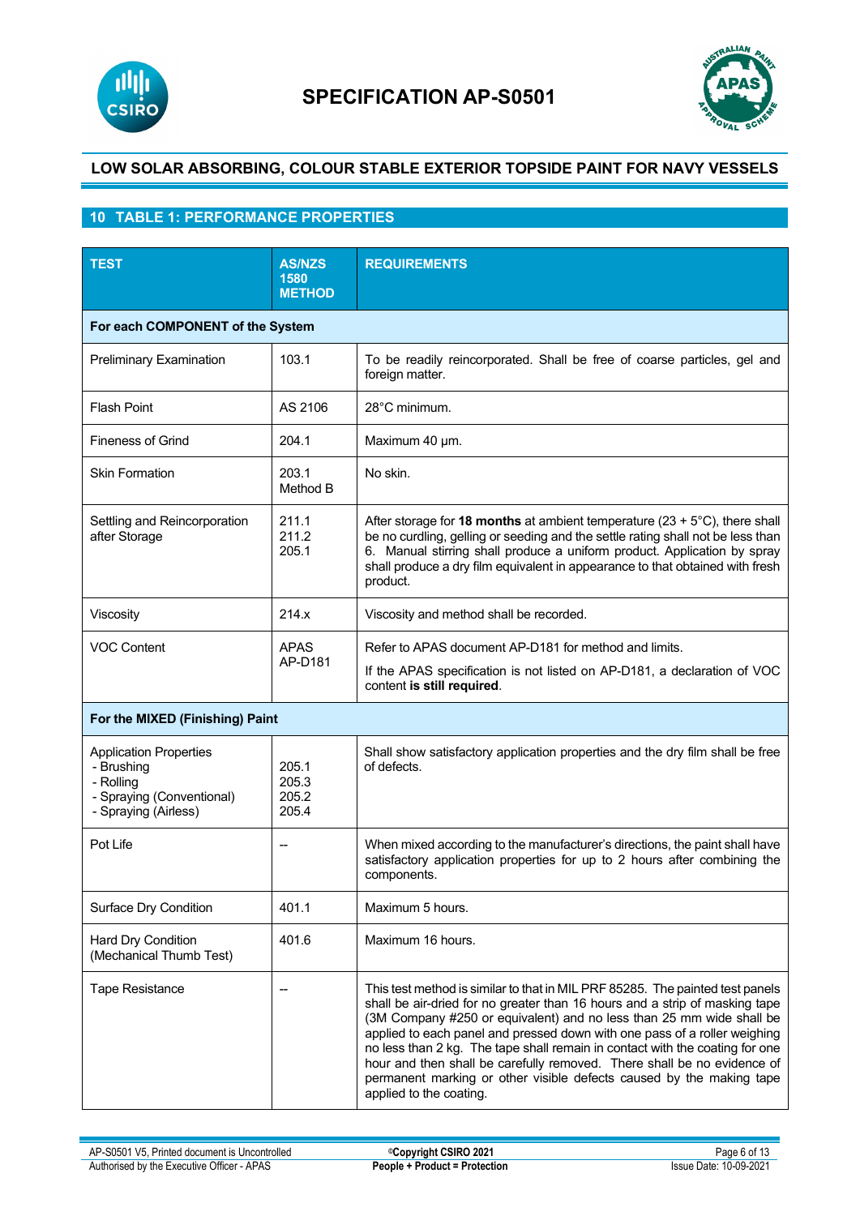## 10 TABLE 1: PERFORMANCE PROPERTIES

| TEST | AS/NZS 1580 METHOD | REQUIREMENTS |
|---|---|---|
| **For each COMPONENT of the System** | | |
| Preliminary Examination | 103.1 | To be readily reincorporated. Shall be free of coarse particles, gel and foreign matter. |
| Flash Point | AS 2106 | 28°C minimum. |
| Fineness of Grind | 204.1 | Maximum 40 µm. |
| Skin Formation | 203.1 Method B | No skin. |
| Settling and Reincorporation after Storage | 211.1<br>211.2<br>205.1 | After storage for **18 months** at ambient temperature (23 + 5°C), there shall be no curdling, gelling or seeding and the settle rating shall not be less than 6. Manual stirring shall produce a uniform product. Application by spray shall produce a dry film equivalent in appearance to that obtained with fresh product. |
| Viscosity | 214.x | Viscosity and method shall be recorded. |
| VOC Content | APAS AP-D181 | Refer to APAS document AP-D181 for method and limits.<br>If the APAS specification is not listed on AP-D181, a declaration of VOC content **is still required**. |
| **For the MIXED (Finishing) Paint** | | |
| Application Properties<br>- Brushing<br>- Rolling<br>- Spraying (Conventional)<br>- Spraying (Airless) | <br>205.1<br>205.3<br>205.2<br>205.4 | Shall show satisfactory application properties and the dry film shall be free of defects. |
| Pot Life | -- | When mixed according to the manufacturer's directions, the paint shall have satisfactory application properties for up to 2 hours after combining the components. |
| Surface Dry Condition | 401.1 | Maximum 5 hours. |
| Hard Dry Condition (Mechanical Thumb Test) | 401.6 | Maximum 16 hours. |
| Tape Resistance | -- | This test method is similar to that in MIL PRF 85285. The painted test panels shall be air-dried for no greater than 16 hours and a strip of masking tape (3M Company #250 or equivalent) and no less than 25 mm wide shall be applied to each panel and pressed down with one pass of a roller weighing no less than 2 kg. The tape shall remain in contact with the coating for one hour and then shall be carefully removed. There shall be no evidence of permanent marking or other visible defects caused by the making tape applied to the coating. |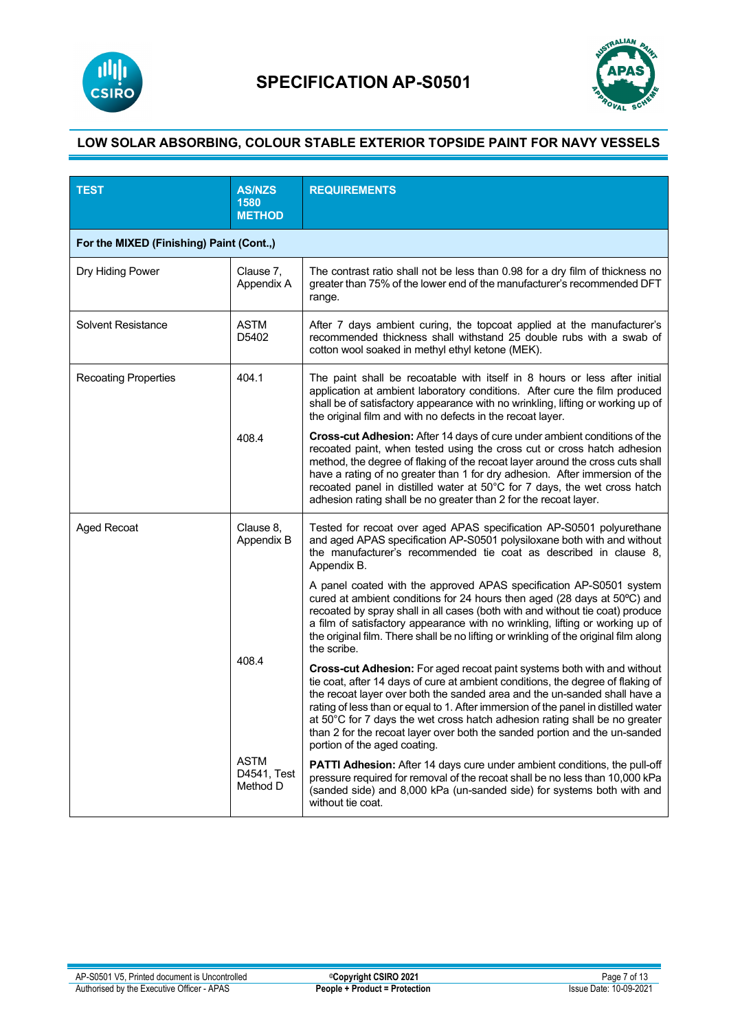## LOW SOLAR ABSORBING, COLOUR STABLE EXTERIOR TOPSIDE PAINT FOR NAVY VESSELS

| TEST | AS/NZS 1580 METHOD | REQUIREMENTS |
|---|---|---|
| **For the MIXED (Finishing) Paint (Cont.,)** | | |
| Dry Hiding Power | Clause 7, Appendix A | The contrast ratio shall not be less than 0.98 for a dry film of thickness no greater than 75% of the lower end of the manufacturer's recommended DFT range. |
| Solvent Resistance | ASTM D5402 | After 7 days ambient curing, the topcoat applied at the manufacturer's recommended thickness shall withstand 25 double rubs with a swab of cotton wool soaked in methyl ethyl ketone (MEK). |
| Recoating Properties | 404.1 | The paint shall be recoatable with itself in 8 hours or less after initial application at ambient laboratory conditions. After cure the film produced shall be of satisfactory appearance with no wrinkling, lifting or working up of the original film and with no defects in the recoat layer. |
| | 408.4 | **Cross-cut Adhesion:** After 14 days of cure under ambient conditions of the recoated paint, when tested using the cross cut or cross hatch adhesion method, the degree of flaking of the recoat layer around the cross cuts shall have a rating of no greater than 1 for dry adhesion. After immersion of the recoated panel in distilled water at 50°C for 7 days, the wet cross hatch adhesion rating shall be no greater than 2 for the recoat layer. |
| Aged Recoat | Clause 8, Appendix B | Tested for recoat over aged APAS specification AP-S0501 polyurethane and aged APAS specification AP-S0501 polysiloxane both with and without the manufacturer's recommended tie coat as described in clause 8, Appendix B.<br><br>A panel coated with the approved APAS specification AP-S0501 system cured at ambient conditions for 24 hours then aged (28 days at 50ºC) and recoated by spray shall in all cases (both with and without tie coat) produce a film of satisfactory appearance with no wrinkling, lifting or working up of the original film. There shall be no lifting or wrinkling of the original film along the scribe. |
| | 408.4 | **Cross-cut Adhesion:** For aged recoat paint systems both with and without tie coat, after 14 days of cure at ambient conditions, the degree of flaking of the recoat layer over both the sanded area and the un-sanded shall have a rating of less than or equal to 1. After immersion of the panel in distilled water at 50°C for 7 days the wet cross hatch adhesion rating shall be no greater than 2 for the recoat layer over both the sanded portion and the un-sanded portion of the aged coating. |
| | ASTM D4541, Test Method D | **PATTI Adhesion:** After 14 days cure under ambient conditions, the pull-off pressure required for removal of the recoat shall be no less than 10,000 kPa (sanded side) and 8,000 kPa (un-sanded side) for systems both with and without tie coat. |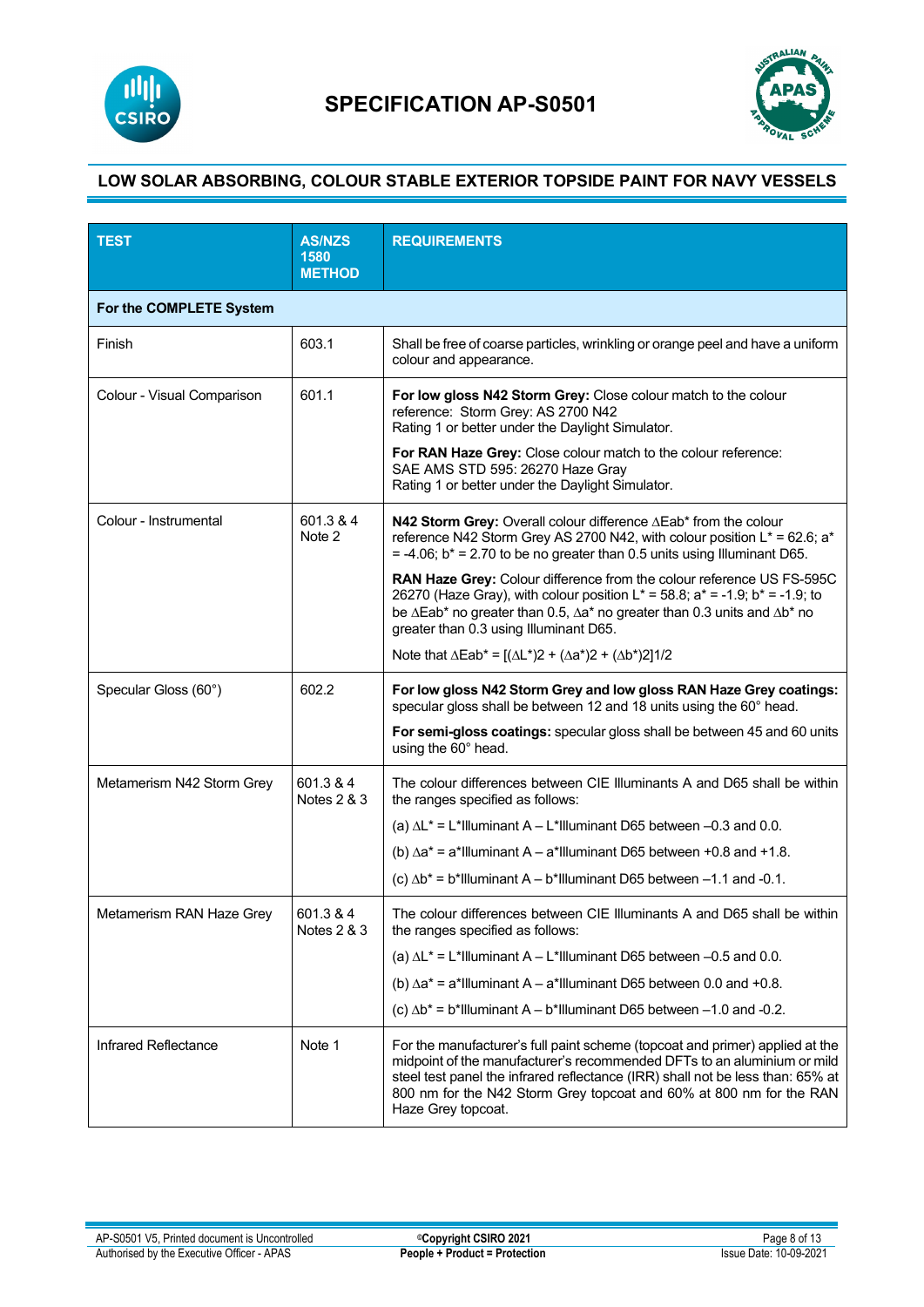## LOW SOLAR ABSORBING, COLOUR STABLE EXTERIOR TOPSIDE PAINT FOR NAVY VESSELS

| TEST | AS/NZS 1580 METHOD | REQUIREMENTS |
|---|---|---|
| **For the COMPLETE System** | | |
| Finish | 603.1 | Shall be free of coarse particles, wrinkling or orange peel and have a uniform colour and appearance. |
| Colour - Visual Comparison | 601.1 | **For low gloss N42 Storm Grey:** Close colour match to the colour reference: Storm Grey: AS 2700 N42<br>Rating 1 or better under the Daylight Simulator.<br><br>**For RAN Haze Grey:** Close colour match to the colour reference: SAE AMS STD 595: 26270 Haze Gray<br>Rating 1 or better under the Daylight Simulator. |
| Colour - Instrumental | 601.3 & 4<br>Note 2 | **N42 Storm Grey:** Overall colour difference $\Delta Eab^*$ from the colour reference N42 Storm Grey AS 2700 N42, with colour position L* = 62.6; a* = -4.06; b* = 2.70 to be no greater than 0.5 units using Illuminant D65.<br><br>**RAN Haze Grey:** Colour difference from the colour reference US FS-595C 26270 (Haze Gray), with colour position L* = 58.8; a* = -1.9; b* = -1.9; to be $\Delta Eab^*$ no greater than 0.5, $\Delta a^*$ no greater than 0.3 units and $\Delta b^*$ no greater than 0.3 using Illuminant D65.<br><br>Note that $\Delta Eab^* = [(\Delta L^*)2 + (\Delta a^*)2 + (\Delta b^*)2]1/2$ |
| Specular Gloss (60°) | 602.2 | **For low gloss N42 Storm Grey and low gloss RAN Haze Grey coatings:** specular gloss shall be between 12 and 18 units using the 60° head.<br><br>**For semi-gloss coatings:** specular gloss shall be between 45 and 60 units using the 60° head. |
| Metamerism N42 Storm Grey | 601.3 & 4<br>Notes 2 & 3 | The colour differences between CIE Illuminants A and D65 shall be within the ranges specified as follows:<br><br>(a) $\Delta L^*$ = L*Illuminant A – L*Illuminant D65 between –0.3 and 0.0.<br><br>(b) $\Delta a^*$ = a*Illuminant A – a*Illuminant D65 between +0.8 and +1.8.<br><br>(c) $\Delta b^*$ = b*Illuminant A – b*Illuminant D65 between –1.1 and -0.1. |
| Metamerism RAN Haze Grey | 601.3 & 4<br>Notes 2 & 3 | The colour differences between CIE Illuminants A and D65 shall be within the ranges specified as follows:<br><br>(a) $\Delta L^*$ = L*Illuminant A – L*Illuminant D65 between –0.5 and 0.0.<br><br>(b) $\Delta a^*$ = a*Illuminant A – a*Illuminant D65 between 0.0 and +0.8.<br><br>(c) $\Delta b^*$ = b*Illuminant A – b*Illuminant D65 between –1.0 and -0.2. |
| Infrared Reflectance | Note 1 | For the manufacturer's full paint scheme (topcoat and primer) applied at the midpoint of the manufacturer's recommended DFTs to an aluminium or mild steel test panel the infrared reflectance (IRR) shall not be less than: 65% at 800 nm for the N42 Storm Grey topcoat and 60% at 800 nm for the RAN Haze Grey topcoat. |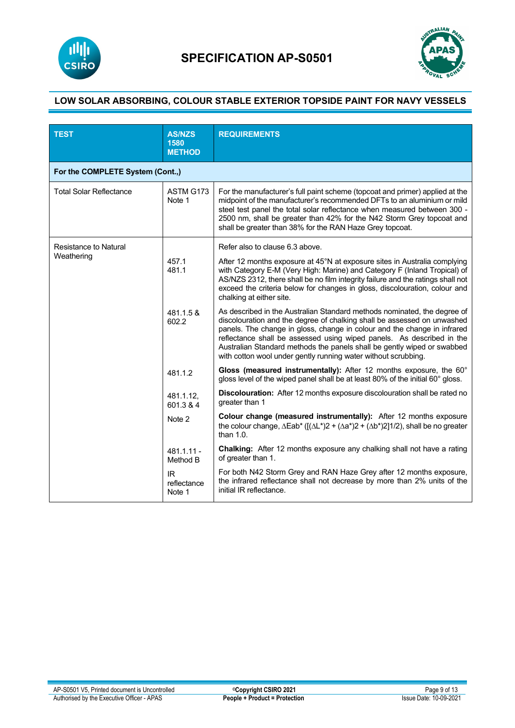# SPECIFICATION AP-S0501

## LOW SOLAR ABSORBING, COLOUR STABLE EXTERIOR TOPSIDE PAINT FOR NAVY VESSELS

| TEST | AS/NZS 1580 METHOD | REQUIREMENTS |
|---|---|---|
| **For the COMPLETE System (Cont.,)** | | |
| Total Solar Reflectance | ASTM G173 Note 1 | For the manufacturer's full paint scheme (topcoat and primer) applied at the midpoint of the manufacturer's recommended DFTs to an aluminium or mild steel test panel the total solar reflectance when measured between 300 - 2500 nm, shall be greater than 42% for the N42 Storm Grey topcoat and shall be greater than 38% for the RAN Haze Grey topcoat. |
| Resistance to Natural Weathering | | Refer also to clause 6.3 above. |
| | 457.1<br>481.1 | After 12 months exposure at 45°N at exposure sites in Australia complying with Category E-M (Very High: Marine) and Category F (Inland Tropical) of AS/NZS 2312, there shall be no film integrity failure and the ratings shall not exceed the criteria below for changes in gloss, discolouration, colour and chalking at either site. |
| | 481.1.5 & 602.2 | As described in the Australian Standard methods nominated, the degree of discolouration and the degree of chalking shall be assessed on unwashed panels. The change in gloss, change in colour and the change in infrared reflectance shall be assessed using wiped panels. As described in the Australian Standard methods the panels shall be gently wiped or swabbed with cotton wool under gently running water without scrubbing. |
| | 481.1.2 | **Gloss (measured instrumentally):** After 12 months exposure, the 60° gloss level of the wiped panel shall be at least 80% of the initial 60° gloss. |
| | 481.1.12, 601.3 & 4 | **Discolouration:** After 12 months exposure discolouration shall be rated no greater than 1 |
| | Note 2 | **Colour change (measured instrumentally):** After 12 months exposure the colour change, $\Delta Eab^*$ $([(\Delta L^*)2 + (\Delta a^*)2 + (\Delta b^*)2]1/2)$, shall be no greater than 1.0. |
| | 481.1.11 - Method B | **Chalking:** After 12 months exposure any chalking shall not have a rating of greater than 1. |
| | IR reflectance Note 1 | For both N42 Storm Grey and RAN Haze Grey after 12 months exposure, the infrared reflectance shall not decrease by more than 2% units of the initial IR reflectance. |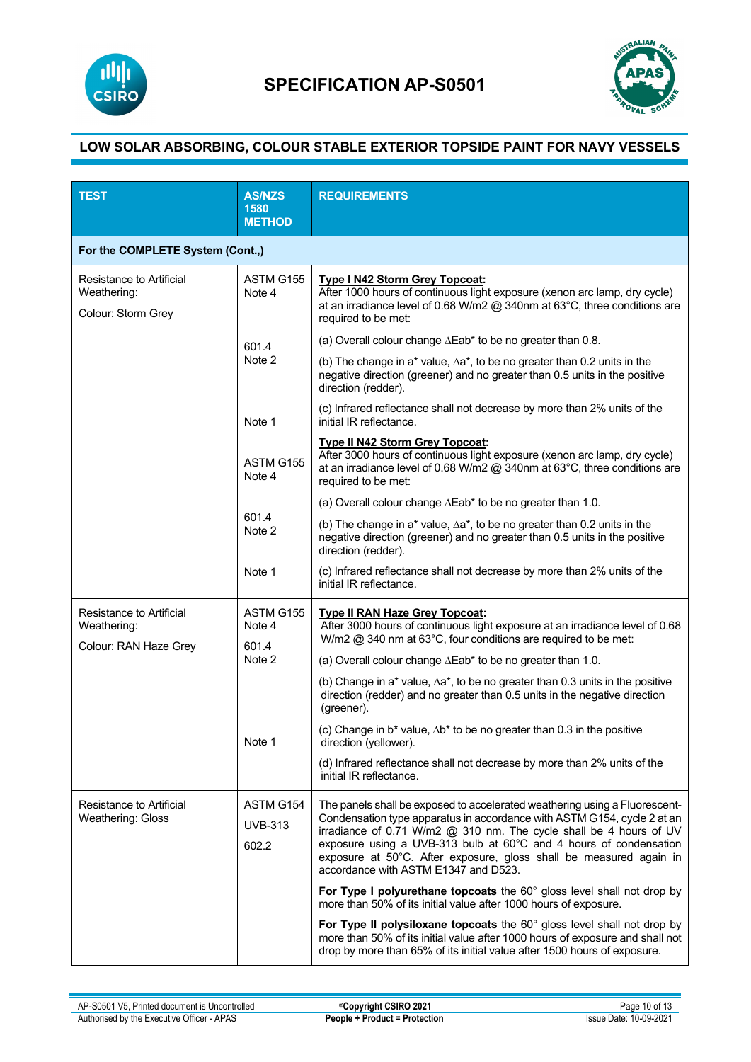## LOW SOLAR ABSORBING, COLOUR STABLE EXTERIOR TOPSIDE PAINT FOR NAVY VESSELS

| TEST | AS/NZS 1580 METHOD | REQUIREMENTS |
|---|---|---|
| **For the COMPLETE System (Cont.,)** | | |
| Resistance to Artificial Weathering:<br>Colour: Storm Grey | ASTM G155<br>Note 4 | **Type I N42 Storm Grey Topcoat:**<br>After 1000 hours of continuous light exposure (xenon arc lamp, dry cycle) at an irradiance level of 0.68 W/m2 @ 340nm at 63°C, three conditions are required to be met: |
| | 601.4<br>Note 2 | (a) Overall colour change ∆Eab* to be no greater than 0.8.<br>(b) The change in a* value, ∆a*, to be no greater than 0.2 units in the negative direction (greener) and no greater than 0.5 units in the positive direction (redder). |
| | Note 1 | (c) Infrared reflectance shall not decrease by more than 2% units of the initial IR reflectance. |
| | ASTM G155<br>Note 4 | **Type II N42 Storm Grey Topcoat:**<br>After 3000 hours of continuous light exposure (xenon arc lamp, dry cycle) at an irradiance level of 0.68 W/m2 @ 340nm at 63°C, three conditions are required to be met: |
| | 601.4<br>Note 2 | (a) Overall colour change ∆Eab* to be no greater than 1.0.<br>(b) The change in a* value, ∆a*, to be no greater than 0.2 units in the negative direction (greener) and no greater than 0.5 units in the positive direction (redder). |
| | Note 1 | (c) Infrared reflectance shall not decrease by more than 2% units of the initial IR reflectance. |
| Resistance to Artificial Weathering:<br>Colour: RAN Haze Grey | ASTM G155<br>Note 4<br>601.4<br>Note 2 | **Type II RAN Haze Grey Topcoat:**<br>After 3000 hours of continuous light exposure at an irradiance level of 0.68 W/m2 @ 340 nm at 63°C, four conditions are required to be met:<br>(a) Overall colour change ∆Eab* to be no greater than 1.0.<br>(b) Change in a* value, ∆a*, to be no greater than 0.3 units in the positive direction (redder) and no greater than 0.5 units in the negative direction (greener).<br>(c) Change in b* value, ∆b* to be no greater than 0.3 in the positive direction (yellower). |
| | Note 1 | (d) Infrared reflectance shall not decrease by more than 2% units of the initial IR reflectance. |
| Resistance to Artificial Weathering: Gloss | ASTM G154<br>UVB-313<br>602.2 | The panels shall be exposed to accelerated weathering using a Fluorescent-Condensation type apparatus in accordance with ASTM G154, cycle 2 at an irradiance of 0.71 W/m2 @ 310 nm. The cycle shall be 4 hours of UV exposure using a UVB-313 bulb at 60°C and 4 hours of condensation exposure at 50°C. After exposure, gloss shall be measured again in accordance with ASTM E1347 and D523.<br>**For Type I polyurethane topcoats** the 60° gloss level shall not drop by more than 50% of its initial value after 1000 hours of exposure.<br>**For Type II polysiloxane topcoats** the 60° gloss level shall not drop by more than 50% of its initial value after 1000 hours of exposure and shall not drop by more than 65% of its initial value after 1500 hours of exposure. |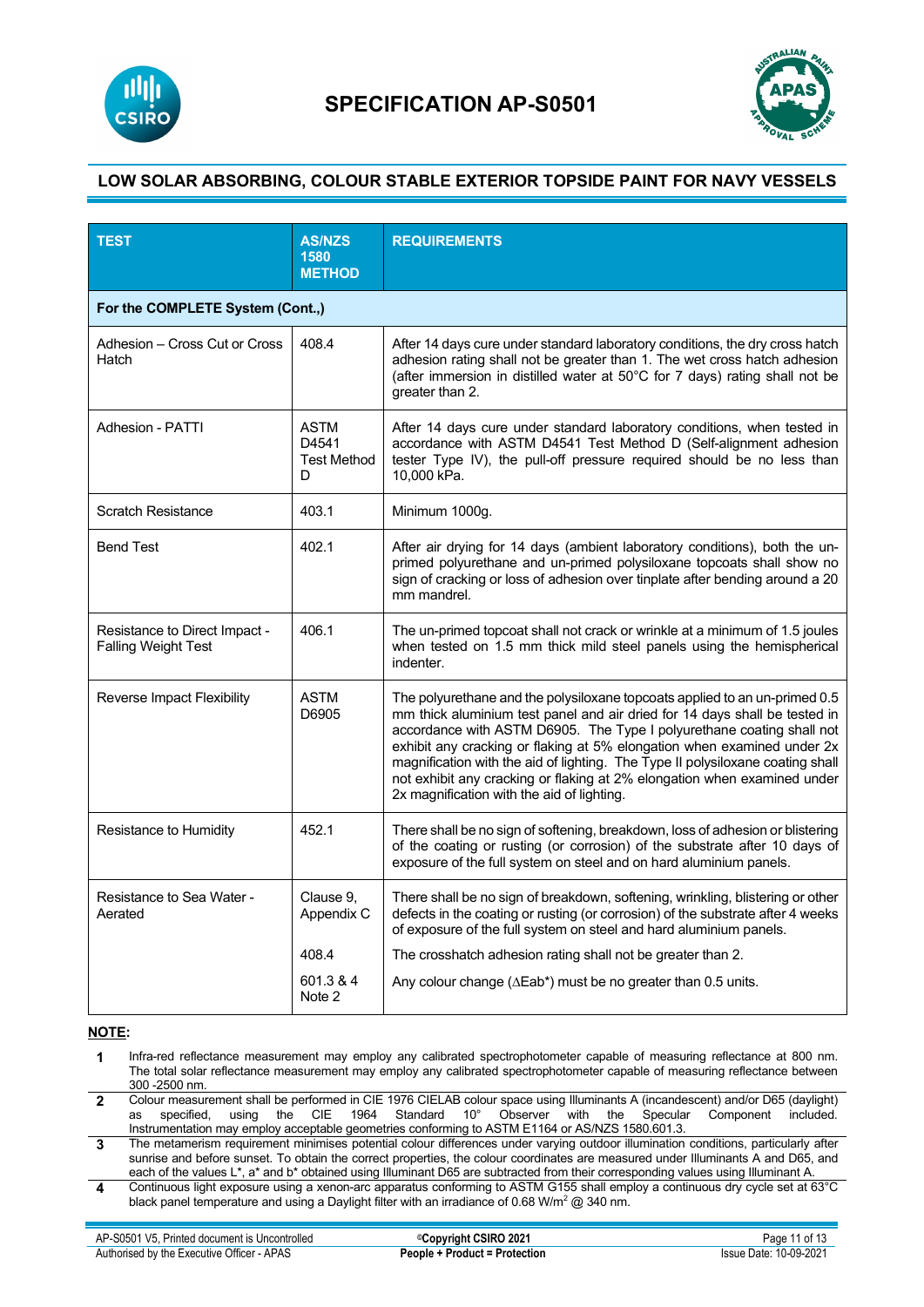# SPECIFICATION AP-S0501

## LOW SOLAR ABSORBING, COLOUR STABLE EXTERIOR TOPSIDE PAINT FOR NAVY VESSELS

| TEST | AS/NZS 1580 METHOD | REQUIREMENTS |
|---|---|---|
| **For the COMPLETE System (Cont.,)** | | |
| Adhesion – Cross Cut or Cross Hatch | 408.4 | After 14 days cure under standard laboratory conditions, the dry cross hatch adhesion rating shall not be greater than 1. The wet cross hatch adhesion (after immersion in distilled water at 50°C for 7 days) rating shall not be greater than 2. |
| Adhesion - PATTI | ASTM D4541 Test Method D | After 14 days cure under standard laboratory conditions, when tested in accordance with ASTM D4541 Test Method D (Self-alignment adhesion tester Type IV), the pull-off pressure required should be no less than 10,000 kPa. |
| Scratch Resistance | 403.1 | Minimum 1000g. |
| Bend Test | 402.1 | After air drying for 14 days (ambient laboratory conditions), both the un-primed polyurethane and un-primed polysiloxane topcoats shall show no sign of cracking or loss of adhesion over tinplate after bending around a 20 mm mandrel. |
| Resistance to Direct Impact - Falling Weight Test | 406.1 | The un-primed topcoat shall not crack or wrinkle at a minimum of 1.5 joules when tested on 1.5 mm thick mild steel panels using the hemispherical indenter. |
| Reverse Impact Flexibility | ASTM D6905 | The polyurethane and the polysiloxane topcoats applied to an un-primed 0.5 mm thick aluminium test panel and air dried for 14 days shall be tested in accordance with ASTM D6905. The Type I polyurethane coating shall not exhibit any cracking or flaking at 5% elongation when examined under 2x magnification with the aid of lighting. The Type II polysiloxane coating shall not exhibit any cracking or flaking at 2% elongation when examined under 2x magnification with the aid of lighting. |
| Resistance to Humidity | 452.1 | There shall be no sign of softening, breakdown, loss of adhesion or blistering of the coating or rusting (or corrosion) of the substrate after 10 days of exposure of the full system on steel and on hard aluminium panels. |
| Resistance to Sea Water - Aerated | Clause 9, Appendix C | There shall be no sign of breakdown, softening, wrinkling, blistering or other defects in the coating or rusting (or corrosion) of the substrate after 4 weeks of exposure of the full system on steel and hard aluminium panels. |
| | 408.4 | The crosshatch adhesion rating shall not be greater than 2. |
| | 601.3 & 4 Note 2 | Any colour change ($\Delta Eab^*$) must be no greater than 0.5 units. |

**NOTE:**

1. Infra-red reflectance measurement may employ any calibrated spectrophotometer capable of measuring reflectance at 800 nm. The total solar reflectance measurement may employ any calibrated spectrophotometer capable of measuring reflectance between 300 -2500 nm.
2. Colour measurement shall be performed in CIE 1976 CIELAB colour space using Illuminants A (incandescent) and/or D65 (daylight) as specified, using the CIE 1964 Standard 10° Observer with the Specular Component included. Instrumentation may employ acceptable geometries conforming to ASTM E1164 or AS/NZS 1580.601.3.
3. The metamerism requirement minimises potential colour differences under varying outdoor illumination conditions, particularly after sunrise and before sunset. To obtain the correct properties, the colour coordinates are measured under Illuminants A and D65, and each of the values L\*, a\* and b\* obtained using Illuminant D65 are subtracted from their corresponding values using Illuminant A.
4. Continuous light exposure using a xenon-arc apparatus conforming to ASTM G155 shall employ a continuous dry cycle set at 63°C black panel temperature and using a Daylight filter with an irradiance of 0.68 W/m$^2$ @ 340 nm.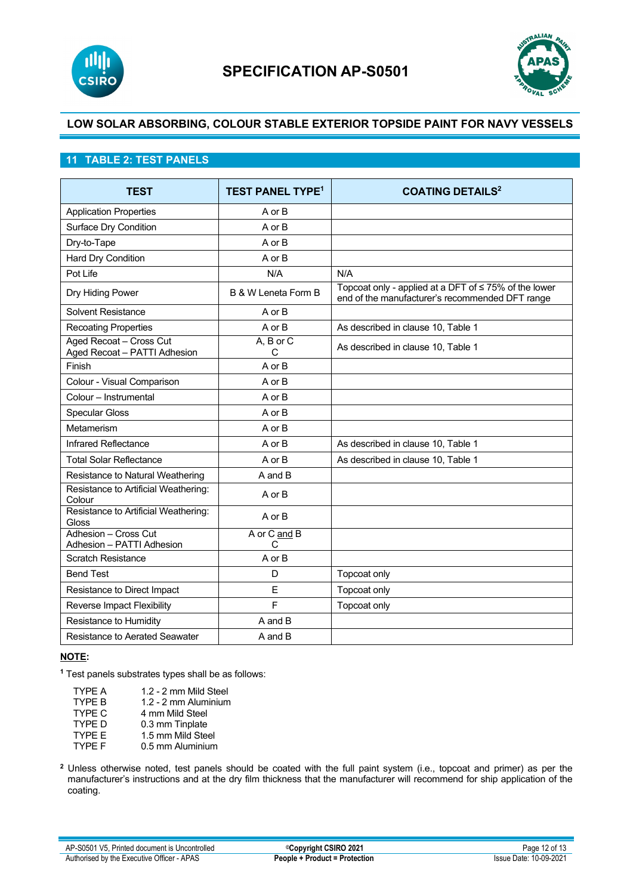# SPECIFICATION AP-S0501

## LOW SOLAR ABSORBING, COLOUR STABLE EXTERIOR TOPSIDE PAINT FOR NAVY VESSELS

## 11 TABLE 2: TEST PANELS

| TEST | TEST PANEL TYPE[1] | COATING DETAILS[2] |
|---|---|---|
| Application Properties | A or B | |
| Surface Dry Condition | A or B | |
| Dry-to-Tape | A or B | |
| Hard Dry Condition | A or B | |
| Pot Life | N/A | N/A |
| Dry Hiding Power | B & W Leneta Form B | Topcoat only - applied at a DFT of ≤ 75% of the lower end of the manufacturer's recommended DFT range |
| Solvent Resistance | A or B | |
| Recoating Properties | A or B | As described in clause 10, Table 1 |
| Aged Recoat – Cross Cut<br>Aged Recoat – PATTI Adhesion | A, B or C<br>C | As described in clause 10, Table 1 |
| Finish | A or B | |
| Colour - Visual Comparison | A or B | |
| Colour – Instrumental | A or B | |
| Specular Gloss | A or B | |
| Metamerism | A or B | |
| Infrared Reflectance | A or B | As described in clause 10, Table 1 |
| Total Solar Reflectance | A or B | As described in clause 10, Table 1 |
| Resistance to Natural Weathering | A and B | |
| Resistance to Artificial Weathering: Colour | A or B | |
| Resistance to Artificial Weathering: Gloss | A or B | |
| Adhesion – Cross Cut<br>Adhesion – PATTI Adhesion | A or C <u>and</u> B<br>C | |
| Scratch Resistance | A or B | |
| Bend Test | D | Topcoat only |
| Resistance to Direct Impact | E | Topcoat only |
| Reverse Impact Flexibility | F | Topcoat only |
| Resistance to Humidity | A and B | |
| Resistance to Aerated Seawater | A and B | |

**<u>NOTE</u>:**

[1] Test panels substrates types shall be as follows:

| | |
|---|---|
| TYPE A | 1.2 - 2 mm Mild Steel |
| TYPE B | 1.2 - 2 mm Aluminium |
| TYPE C | 4 mm Mild Steel |
| TYPE D | 0.3 mm Tinplate |
| TYPE E | 1.5 mm Mild Steel |
| TYPE F | 0.5 mm Aluminium |

[2] Unless otherwise noted, test panels should be coated with the full paint system (i.e., topcoat and primer) as per the manufacturer's instructions and at the dry film thickness that the manufacturer will recommend for ship application of the coating.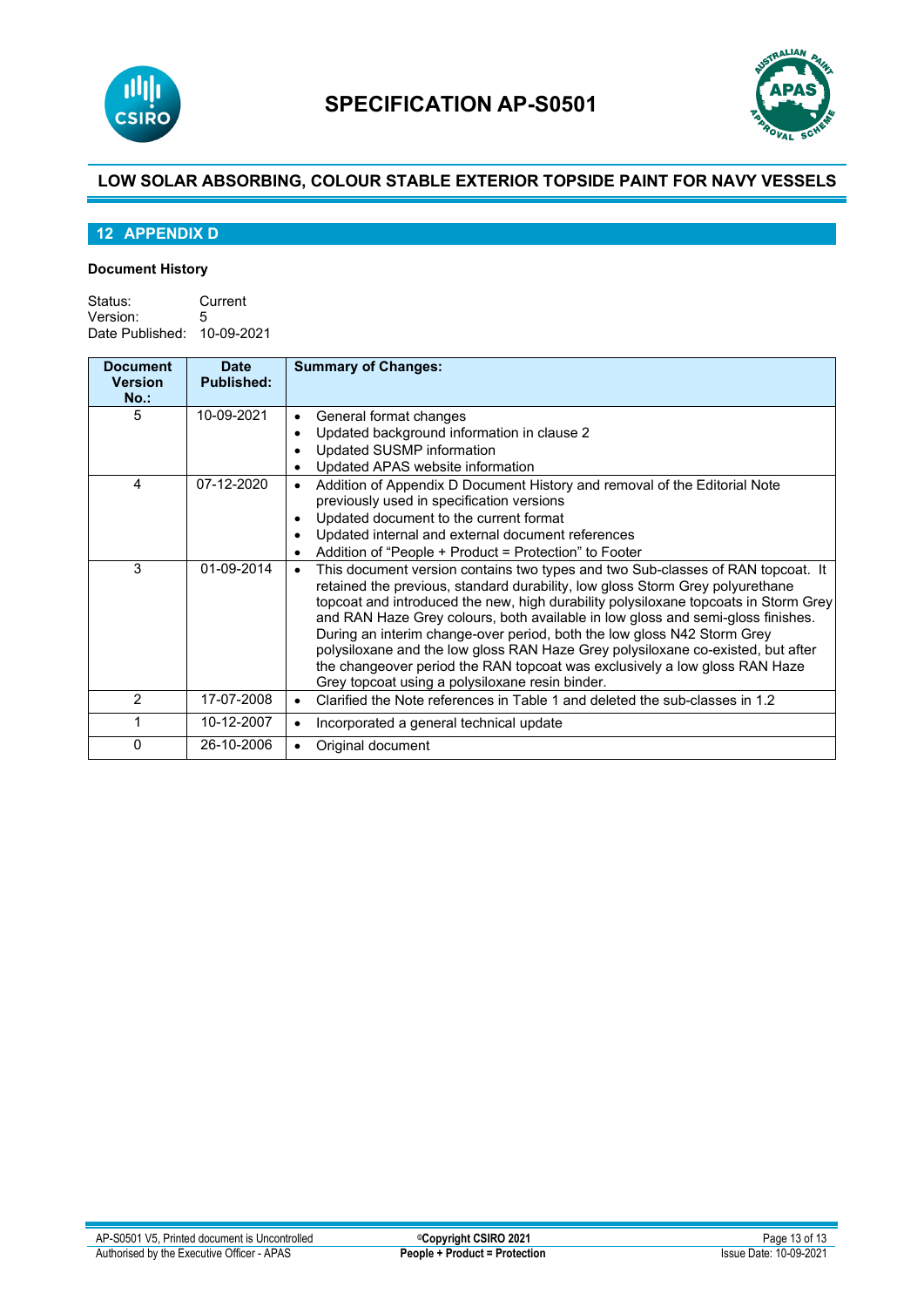## 12 APPENDIX D

**Document History**

Status: Current
Version: 5
Date Published: 10-09-2021

| Document Version No.: | Date Published: | Summary of Changes: |
|---|---|---|
| 5 | 10-09-2021 | • General format changes<br>• Updated background information in clause 2<br>• Updated SUSMP information<br>• Updated APAS website information |
| 4 | 07-12-2020 | • Addition of Appendix D Document History and removal of the Editorial Note previously used in specification versions<br>• Updated document to the current format<br>• Updated internal and external document references<br>• Addition of "People + Product = Protection" to Footer |
| 3 | 01-09-2014 | • This document version contains two types and two Sub-classes of RAN topcoat. It retained the previous, standard durability, low gloss Storm Grey polyurethane topcoat and introduced the new, high durability polysiloxane topcoats in Storm Grey and RAN Haze Grey colours, both available in low gloss and semi-gloss finishes. During an interim change-over period, both the low gloss N42 Storm Grey polysiloxane and the low gloss RAN Haze Grey polysiloxane co-existed, but after the changeover period the RAN topcoat was exclusively a low gloss RAN Haze Grey topcoat using a polysiloxane resin binder. |
| 2 | 17-07-2008 | • Clarified the Note references in Table 1 and deleted the sub-classes in 1.2 |
| 1 | 10-12-2007 | • Incorporated a general technical update |
| 0 | 26-10-2006 | • Original document |